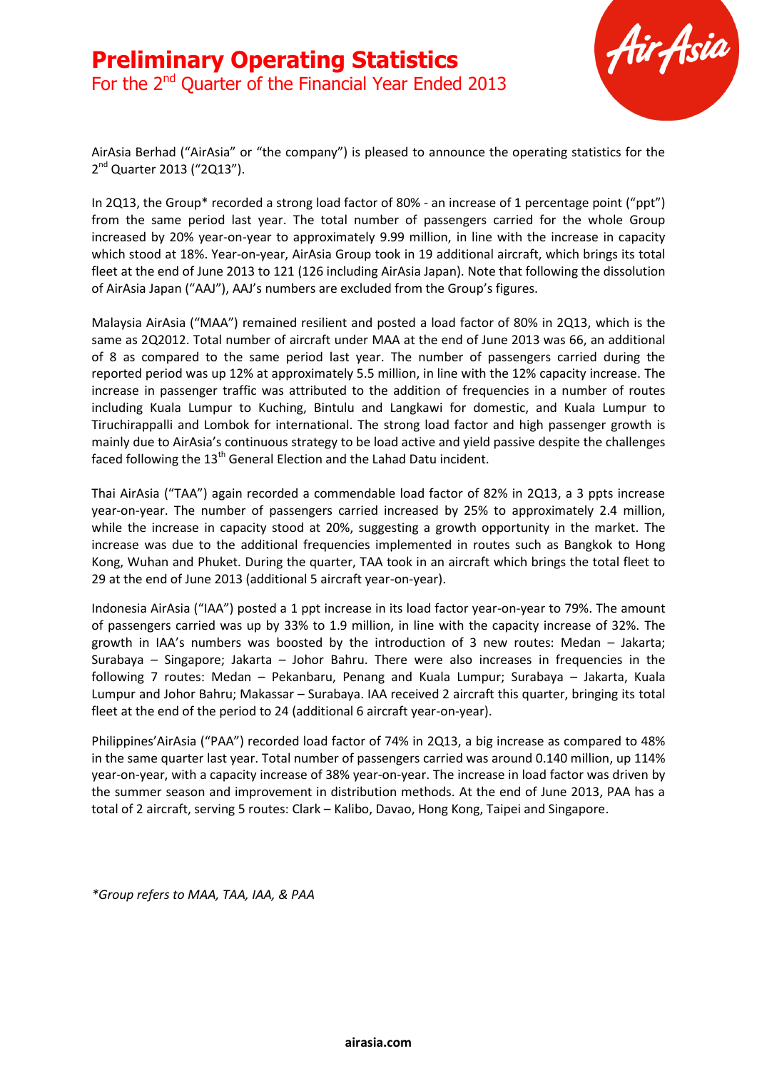# Preliminary Operating Statistics

## For the 2nd Quarter of the Financial Year Ended 2013

AirAsia Berhad ("AirAsia" or "the company") is pleased to announce the operating statistics for the 2nd Quarter 2013 ("2Q13").

In 2Q13, the Group* recorded a strong load factor of 80% - an increase of 1 percentage point ("ppt") from the same period last year. The total number of passengers carried for the whole Group increased by 20% year-on-year to approximately 9.99 million, in line with the increase in capacity which stood at 18%. Year-on-year, AirAsia Group took in 19 additional aircraft, which brings its total fleet at the end of June 2013 to 121 (126 including AirAsia Japan). Note that following the dissolution of AirAsia Japan ("AAJ"), AAJ's numbers are excluded from the Group's figures.

Malaysia AirAsia ("MAA") remained resilient and posted a load factor of 80% in 2Q13, which is the same as 2Q2012. Total number of aircraft under MAA at the end of June 2013 was 66, an additional of 8 as compared to the same period last year. The number of passengers carried during the reported period was up 12% at approximately 5.5 million, in line with the 12% capacity increase. The increase in passenger traffic was attributed to the addition of frequencies in a number of routes including Kuala Lumpur to Kuching, Bintulu and Langkawi for domestic, and Kuala Lumpur to Tiruchirappalli and Lombok for international. The strong load factor and high passenger growth is mainly due to AirAsia's continuous strategy to be load active and yield passive despite the challenges faced following the 13th General Election and the Lahad Datu incident.

Thai AirAsia ("TAA") again recorded a commendable load factor of 82% in 2Q13, a 3 ppts increase year-on-year. The number of passengers carried increased by 25% to approximately 2.4 million, while the increase in capacity stood at 20%, suggesting a growth opportunity in the market. The increase was due to the additional frequencies implemented in routes such as Bangkok to Hong Kong, Wuhan and Phuket. During the quarter, TAA took in an aircraft which brings the total fleet to 29 at the end of June 2013 (additional 5 aircraft year-on-year).

Indonesia AirAsia ("IAA") posted a 1 ppt increase in its load factor year-on-year to 79%. The amount of passengers carried was up by 33% to 1.9 million, in line with the capacity increase of 32%. The growth in IAA's numbers was boosted by the introduction of 3 new routes: Medan – Jakarta; Surabaya – Singapore; Jakarta – Johor Bahru. There were also increases in frequencies in the following 7 routes: Medan – Pekanbaru, Penang and Kuala Lumpur; Surabaya – Jakarta, Kuala Lumpur and Johor Bahru; Makassar – Surabaya. IAA received 2 aircraft this quarter, bringing its total fleet at the end of the period to 24 (additional 6 aircraft year-on-year).

Philippines'AirAsia ("PAA") recorded load factor of 74% in 2Q13, a big increase as compared to 48% in the same quarter last year. Total number of passengers carried was around 0.140 million, up 114% year-on-year, with a capacity increase of 38% year-on-year. The increase in load factor was driven by the summer season and improvement in distribution methods. At the end of June 2013, PAA has a total of 2 aircraft, serving 5 routes: Clark – Kalibo, Davao, Hong Kong, Taipei and Singapore.

*\*Group refers to MAA, TAA, IAA, & PAA*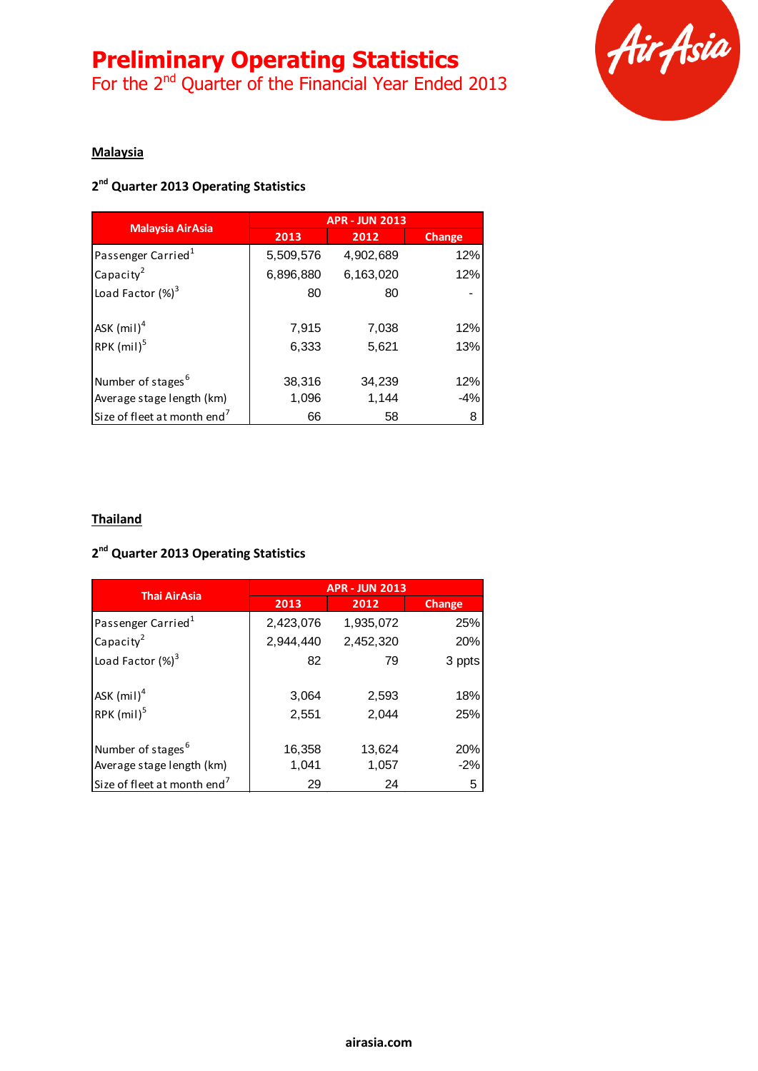# Preliminary Operating Statistics

For the 2nd Quarter of the Financial Year Ended 2013

## Malaysia

### 2nd Quarter 2013 Operating Statistics

| Malaysia AirAsia | APR - JUN 2013 | | |
|---|---|---|---|
| | 2013 | 2012 | Change |
| Passenger Carried[1] | 5,509,576 | 4,902,689 | 12% |
| Capacity[2] | 6,896,880 | 6,163,020 | 12% |
| Load Factor (%)[3] | 80 | 80 | - |
| ASK (mil)[4] | 7,915 | 7,038 | 12% |
| RPK (mil)[5] | 6,333 | 5,621 | 13% |
| Number of stages[6] | 38,316 | 34,239 | 12% |
| Average stage length (km) | 1,096 | 1,144 | -4% |
| Size of fleet at month end[7] | 66 | 58 | 8 |

## Thailand

### 2nd Quarter 2013 Operating Statistics

| Thai AirAsia | APR - JUN 2013 | | |
|---|---|---|---|
| | 2013 | 2012 | Change |
| Passenger Carried[1] | 2,423,076 | 1,935,072 | 25% |
| Capacity[2] | 2,944,440 | 2,452,320 | 20% |
| Load Factor (%)[3] | 82 | 79 | 3 ppts |
| ASK (mil)[4] | 3,064 | 2,593 | 18% |
| RPK (mil)[5] | 2,551 | 2,044 | 25% |
| Number of stages[6] | 16,358 | 13,624 | 20% |
| Average stage length (km) | 1,041 | 1,057 | -2% |
| Size of fleet at month end[7] | 29 | 24 | 5 |

airasia.com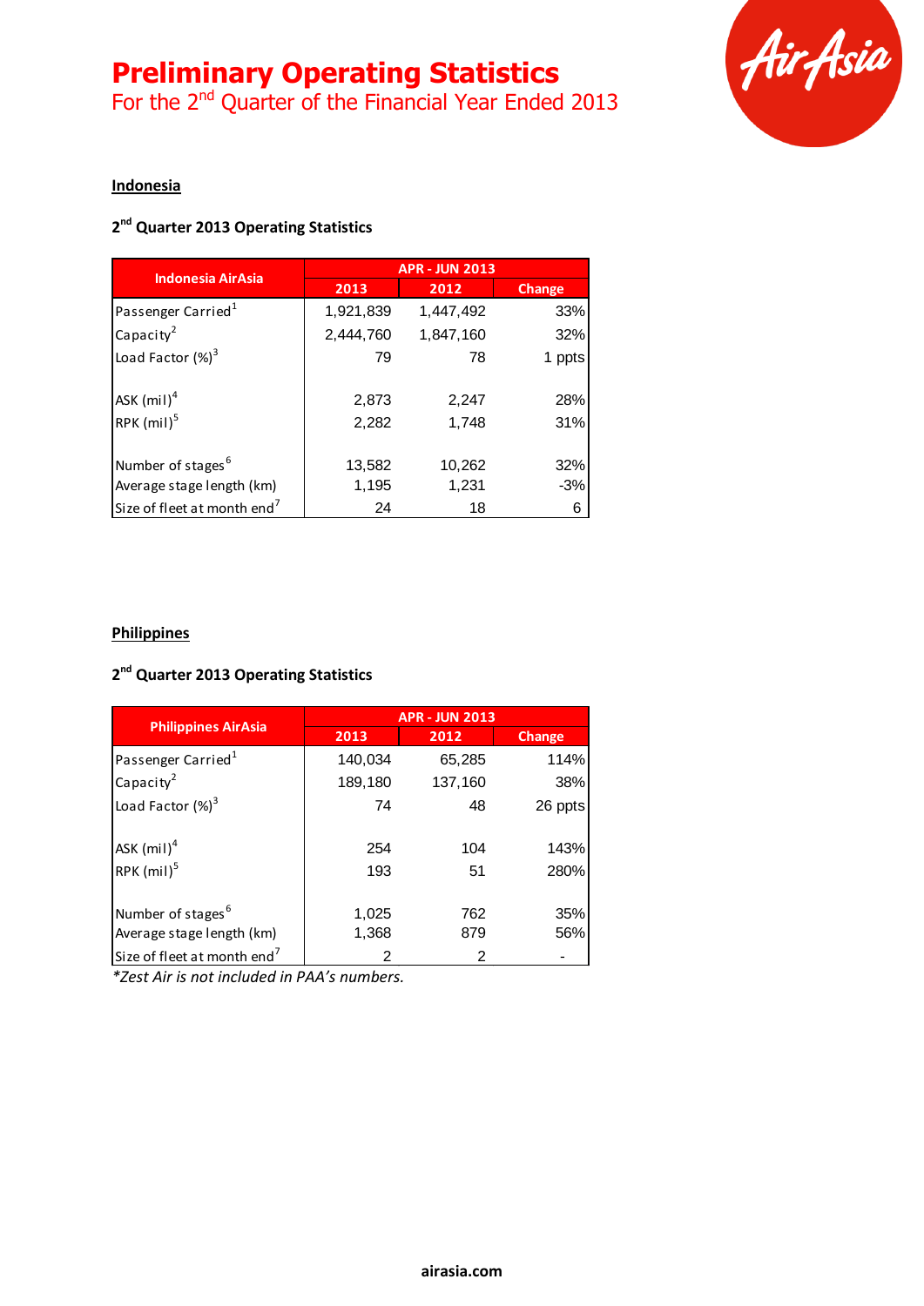# Preliminary Operating Statistics

For the 2nd Quarter of the Financial Year Ended 2013

**Indonesia**

**2nd Quarter 2013 Operating Statistics**

| Indonesia AirAsia | APR - JUN 2013 | | |
|---|---|---|---|
| | 2013 | 2012 | Change |
| Passenger Carried[1] | 1,921,839 | 1,447,492 | 33% |
| Capacity[2] | 2,444,760 | 1,847,160 | 32% |
| Load Factor (%)[3] | 79 | 78 | 1 ppts |
| | | | |
| ASK (mil)[4] | 2,873 | 2,247 | 28% |
| RPK (mil)[5] | 2,282 | 1,748 | 31% |
| | | | |
| Number of stages[6] | 13,582 | 10,262 | 32% |
| Average stage length (km) | 1,195 | 1,231 | -3% |
| Size of fleet at month end[7] | 24 | 18 | 6 |

**Philippines**

**2nd Quarter 2013 Operating Statistics**

| Philippines AirAsia | APR - JUN 2013 | | |
|---|---|---|---|
| | 2013 | 2012 | Change |
| Passenger Carried[1] | 140,034 | 65,285 | 114% |
| Capacity[2] | 189,180 | 137,160 | 38% |
| Load Factor (%)[3] | 74 | 48 | 26 ppts |
| | | | |
| ASK (mil)[4] | 254 | 104 | 143% |
| RPK (mil)[5] | 193 | 51 | 280% |
| | | | |
| Number of stages[6] | 1,025 | 762 | 35% |
| Average stage length (km) | 1,368 | 879 | 56% |
| Size of fleet at month end[7] | 2 | 2 | - |

*\*Zest Air is not included in PAA's numbers.*

airasia.com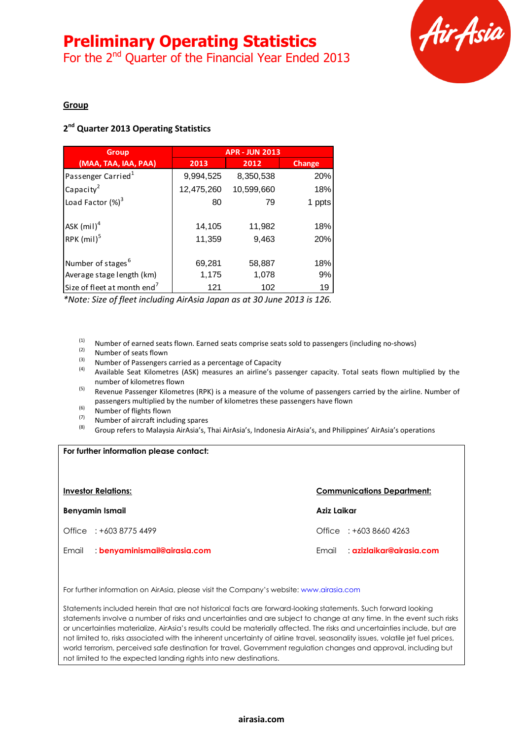# Preliminary Operating Statistics

For the 2nd Quarter of the Financial Year Ended 2013

## Group

### 2nd Quarter 2013 Operating Statistics

| Group (MAA, TAA, IAA, PAA) | APR - JUN 2013 | | |
|---|---|---|---|
| | 2013 | 2012 | Change |
| Passenger Carried[1] | 9,994,525 | 8,350,538 | 20% |
| Capacity[2] | 12,475,260 | 10,599,660 | 18% |
| Load Factor (%)[3] | 80 | 79 | 1 ppts |
| ASK (mil)[4] | 14,105 | 11,982 | 18% |
| RPK (mil)[5] | 11,359 | 9,463 | 20% |
| Number of stages[6] | 69,281 | 58,887 | 18% |
| Average stage length (km) | 1,175 | 1,078 | 9% |
| Size of fleet at month end[7] | 121 | 102 | 19 |

*\*Note: Size of fleet including AirAsia Japan as at 30 June 2013 is 126.*

(1) Number of earned seats flown. Earned seats comprise seats sold to passengers (including no-shows)
(2) Number of seats flown
(3) Number of Passengers carried as a percentage of Capacity
(4) Available Seat Kilometres (ASK) measures an airline's passenger capacity. Total seats flown multiplied by the number of kilometres flown
(5) Revenue Passenger Kilometres (RPK) is a measure of the volume of passengers carried by the airline. Number of passengers multiplied by the number of kilometres these passengers have flown
(6) Number of flights flown
(7) Number of aircraft including spares
(8) Group refers to Malaysia AirAsia's, Thai AirAsia's, Indonesia AirAsia's, and Philippines' AirAsia's operations

**For further information please contact:**

**Investor Relations:**

**Benyamin Ismail**

Office : +603 8775 4499

Email : **benyaminismail@airasia.com**

**Communications Department:**

**Aziz Laikar**

Office : +603 8660 4263

Email : **azizlaikar@airasia.com**

For further information on AirAsia, please visit the Company's website: www.airasia.com

Statements included herein that are not historical facts are forward-looking statements. Such forward looking statements involve a number of risks and uncertainties and are subject to change at any time. In the event such risks or uncertainties materialize, AirAsia's results could be materially affected. The risks and uncertainties include, but are not limited to, risks associated with the inherent uncertainty of airline travel, seasonality issues, volatile jet fuel prices, world terrorism, perceived safe destination for travel, Government regulation changes and approval, including but not limited to the expected landing rights into new destinations.

**airasia.com**